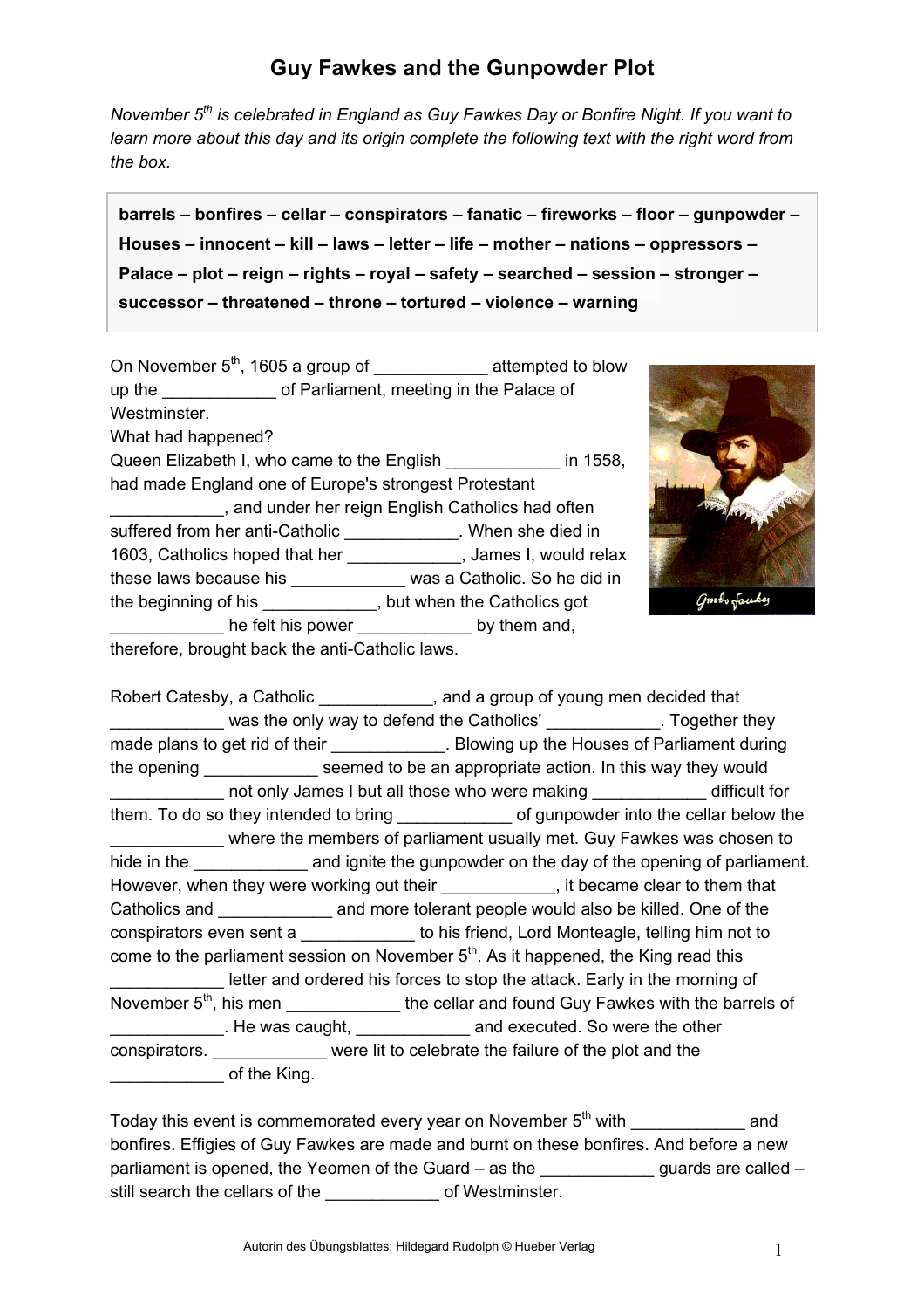# Guy Fawkes and the Gunpowder Plot

*November 5th is celebrated in England as Guy Fawkes Day or Bonfire Night. If you want to learn more about this day and its origin complete the following text with the right word from the box.*

**barrels – bonfires – cellar – conspirators – fanatic – fireworks – floor – gunpowder – Houses – innocent – kill – laws – letter – life – mother – nations – oppressors – Palace – plot – reign – rights – royal – safety – searched – session – stronger – successor – threatened – throne – tortured – violence – warning**

On November 5th, 1605 a group of ____________ attempted to blow up the ____________ of Parliament, meeting in the Palace of Westminster.
What had happened?
Queen Elizabeth I, who came to the English ____________ in 1558, had made England one of Europe's strongest Protestant ____________, and under her reign English Catholics had often suffered from her anti-Catholic ____________. When she died in 1603, Catholics hoped that her ____________, James I, would relax these laws because his ____________ was a Catholic. So he did in the beginning of his ____________, but when the Catholics got ____________ he felt his power ____________ by them and, therefore, brought back the anti-Catholic laws.

Robert Catesby, a Catholic ____________, and a group of young men decided that ____________ was the only way to defend the Catholics' ____________. Together they made plans to get rid of their ____________. Blowing up the Houses of Parliament during the opening ____________ seemed to be an appropriate action. In this way they would ____________ not only James I but all those who were making ____________ difficult for them. To do so they intended to bring ____________ of gunpowder into the cellar below the ____________ where the members of parliament usually met. Guy Fawkes was chosen to hide in the ____________ and ignite the gunpowder on the day of the opening of parliament. However, when they were working out their ____________, it became clear to them that Catholics and ____________ and more tolerant people would also be killed. One of the conspirators even sent a ____________ to his friend, Lord Monteagle, telling him not to come to the parliament session on November 5th. As it happened, the King read this ____________ letter and ordered his forces to stop the attack. Early in the morning of November 5th, his men ____________ the cellar and found Guy Fawkes with the barrels of ____________. He was caught, ____________ and executed. So were the other conspirators. ____________ were lit to celebrate the failure of the plot and the ____________ of the King.

Today this event is commemorated every year on November 5th with ____________ and bonfires. Effigies of Guy Fawkes are made and burnt on these bonfires. And before a new parliament is opened, the Yeomen of the Guard – as the ____________ guards are called – still search the cellars of the ____________ of Westminster.

Autorin des Übungsblattes: Hildegard Rudolph © Hueber Verlag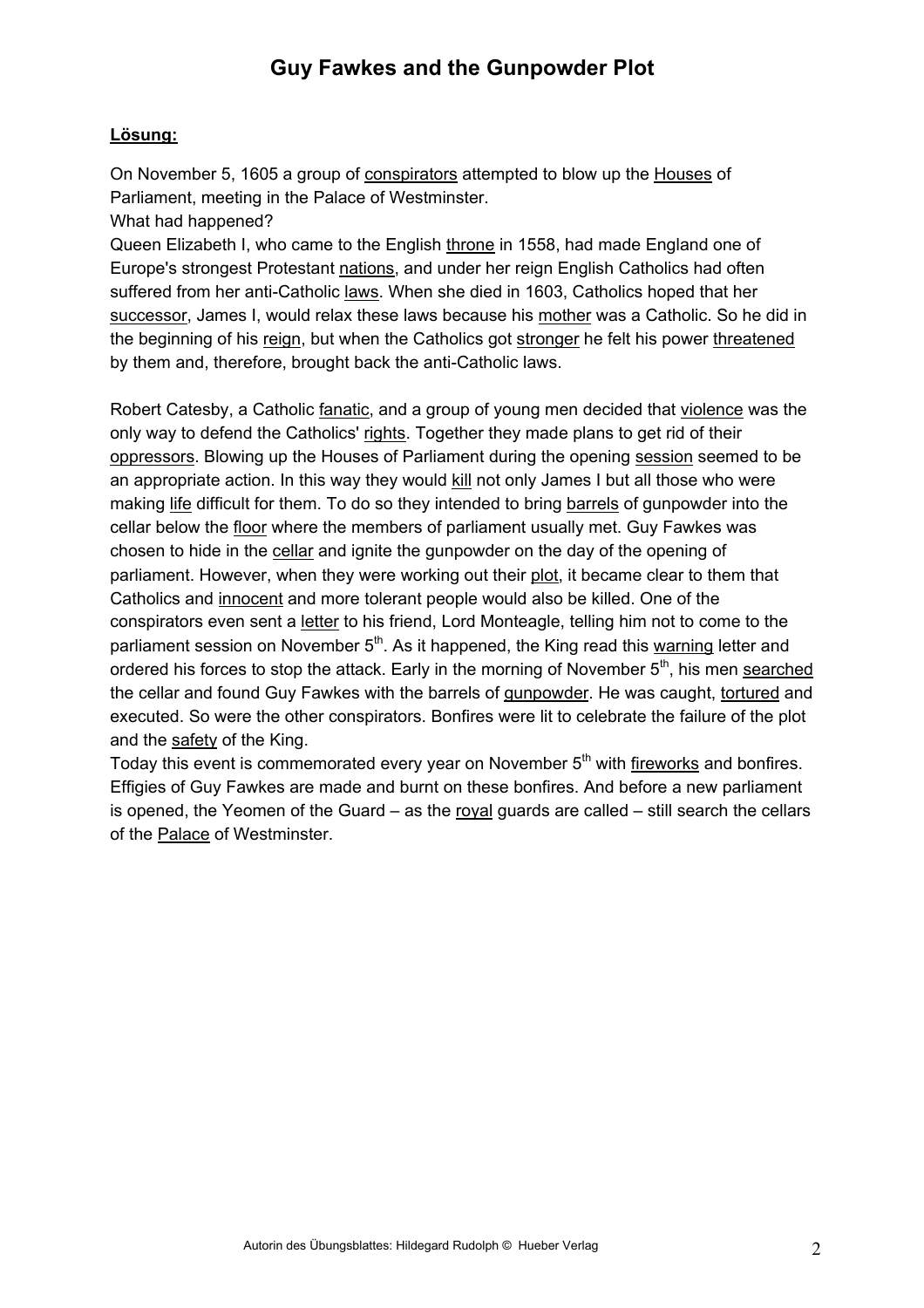# Guy Fawkes and the Gunpowder Plot

**Lösung:**

On November 5, 1605 a group of conspirators attempted to blow up the Houses of Parliament, meeting in the Palace of Westminster.
What had happened?
Queen Elizabeth I, who came to the English throne in 1558, had made England one of Europe's strongest Protestant nations, and under her reign English Catholics had often suffered from her anti-Catholic laws. When she died in 1603, Catholics hoped that her successor, James I, would relax these laws because his mother was a Catholic. So he did in the beginning of his reign, but when the Catholics got stronger he felt his power threatened by them and, therefore, brought back the anti-Catholic laws.

Robert Catesby, a Catholic fanatic, and a group of young men decided that violence was the only way to defend the Catholics' rights. Together they made plans to get rid of their oppressors. Blowing up the Houses of Parliament during the opening session seemed to be an appropriate action. In this way they would kill not only James I but all those who were making life difficult for them. To do so they intended to bring barrels of gunpowder into the cellar below the floor where the members of parliament usually met. Guy Fawkes was chosen to hide in the cellar and ignite the gunpowder on the day of the opening of parliament. However, when they were working out their plot, it became clear to them that Catholics and innocent and more tolerant people would also be killed. One of the conspirators even sent a letter to his friend, Lord Monteagle, telling him not to come to the parliament session on November 5th. As it happened, the King read this warning letter and ordered his forces to stop the attack. Early in the morning of November 5th, his men searched the cellar and found Guy Fawkes with the barrels of gunpowder. He was caught, tortured and executed. So were the other conspirators. Bonfires were lit to celebrate the failure of the plot and the safety of the King.
Today this event is commemorated every year on November 5th with fireworks and bonfires. Effigies of Guy Fawkes are made and burnt on these bonfires. And before a new parliament is opened, the Yeomen of the Guard – as the royal guards are called – still search the cellars of the Palace of Westminster.